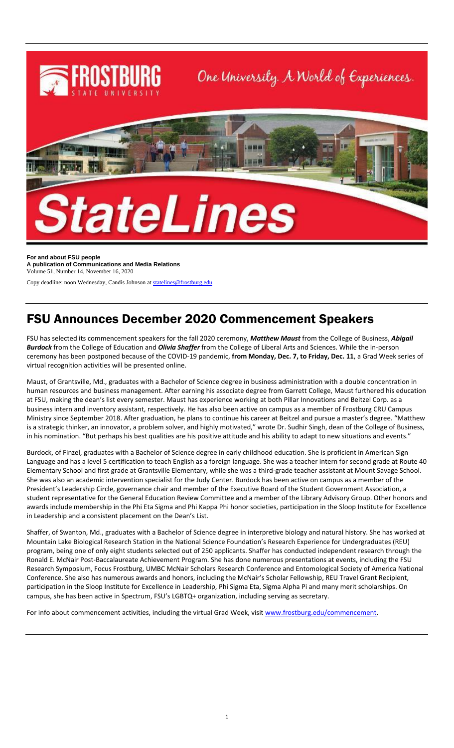**For and about FSU people**
**A publication of Communications and Media Relations**
Volume 51, Number 14, November 16, 2020

Copy deadline: noon Wednesday, Candis Johnson at statelines@frostburg.edu

# FSU Announces December 2020 Commencement Speakers

FSU has selected its commencement speakers for the fall 2020 ceremony, ***Matthew Maust*** from the College of Business, ***Abigail Burdock*** from the College of Education and ***Olivia Shaffer*** from the College of Liberal Arts and Sciences. While the in-person ceremony has been postponed because of the COVID-19 pandemic, **from Monday, Dec. 7, to Friday, Dec. 11**, a Grad Week series of virtual recognition activities will be presented online.

Maust, of Grantsville, Md., graduates with a Bachelor of Science degree in business administration with a double concentration in human resources and business management. After earning his associate degree from Garrett College, Maust furthered his education at FSU, making the dean's list every semester. Maust has experience working at both Pillar Innovations and Beitzel Corp. as a business intern and inventory assistant, respectively. He has also been active on campus as a member of Frostburg CRU Campus Ministry since September 2018. After graduation, he plans to continue his career at Beitzel and pursue a master's degree. "Matthew is a strategic thinker, an innovator, a problem solver, and highly motivated," wrote Dr. Sudhir Singh, dean of the College of Business, in his nomination. "But perhaps his best qualities are his positive attitude and his ability to adapt to new situations and events."

Burdock, of Finzel, graduates with a Bachelor of Science degree in early childhood education. She is proficient in American Sign Language and has a level 5 certification to teach English as a foreign language. She was a teacher intern for second grade at Route 40 Elementary School and first grade at Grantsville Elementary, while she was a third-grade teacher assistant at Mount Savage School. She was also an academic intervention specialist for the Judy Center. Burdock has been active on campus as a member of the President's Leadership Circle, governance chair and member of the Executive Board of the Student Government Association, a student representative for the General Education Review Committee and a member of the Library Advisory Group. Other honors and awards include membership in the Phi Eta Sigma and Phi Kappa Phi honor societies, participation in the Sloop Institute for Excellence in Leadership and a consistent placement on the Dean's List.

Shaffer, of Swanton, Md., graduates with a Bachelor of Science degree in interpretive biology and natural history. She has worked at Mountain Lake Biological Research Station in the National Science Foundation's Research Experience for Undergraduates (REU) program, being one of only eight students selected out of 250 applicants. Shaffer has conducted independent research through the Ronald E. McNair Post-Baccalaureate Achievement Program. She has done numerous presentations at events, including the FSU Research Symposium, Focus Frostburg, UMBC McNair Scholars Research Conference and Entomological Society of America National Conference. She also has numerous awards and honors, including the McNair's Scholar Fellowship, REU Travel Grant Recipient, participation in the Sloop Institute for Excellence in Leadership, Phi Sigma Eta, Sigma Alpha Pi and many merit scholarships. On campus, she has been active in Spectrum, FSU's LGBTQ+ organization, including serving as secretary.

For info about commencement activities, including the virtual Grad Week, visit www.frostburg.edu/commencement.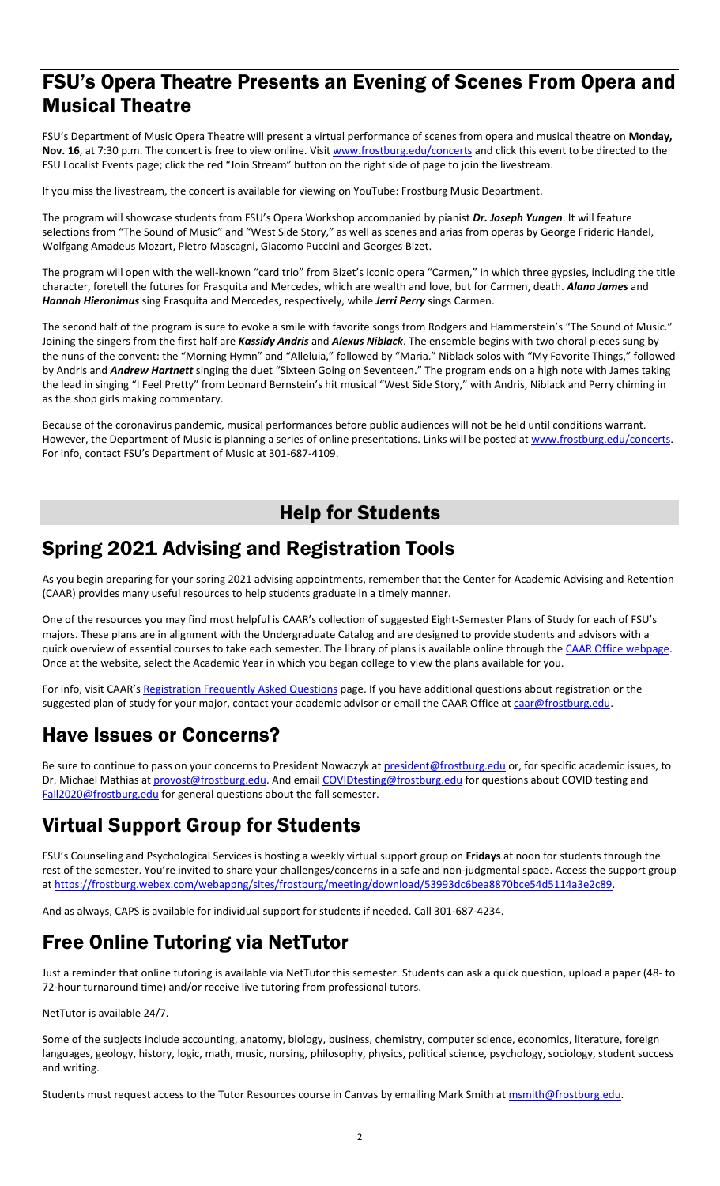## FSU's Opera Theatre Presents an Evening of Scenes From Opera and Musical Theatre

FSU's Department of Music Opera Theatre will present a virtual performance of scenes from opera and musical theatre on **Monday, Nov. 16**, at 7:30 p.m. The concert is free to view online. Visit www.frostburg.edu/concerts and click this event to be directed to the FSU Localist Events page; click the red "Join Stream" button on the right side of page to join the livestream.

If you miss the livestream, the concert is available for viewing on YouTube: Frostburg Music Department.

The program will showcase students from FSU's Opera Workshop accompanied by pianist ***Dr. Joseph Yungen***. It will feature selections from "The Sound of Music" and "West Side Story," as well as scenes and arias from operas by George Frideric Handel, Wolfgang Amadeus Mozart, Pietro Mascagni, Giacomo Puccini and Georges Bizet.

The program will open with the well-known "card trio" from Bizet's iconic opera "Carmen," in which three gypsies, including the title character, foretell the futures for Frasquita and Mercedes, which are wealth and love, but for Carmen, death. ***Alana James*** and ***Hannah Hieronimus*** sing Frasquita and Mercedes, respectively, while ***Jerri Perry*** sings Carmen.

The second half of the program is sure to evoke a smile with favorite songs from Rodgers and Hammerstein's "The Sound of Music." Joining the singers from the first half are ***Kassidy Andris*** and ***Alexus Niblack***. The ensemble begins with two choral pieces sung by the nuns of the convent: the "Morning Hymn" and "Alleluia," followed by "Maria." Niblack solos with "My Favorite Things," followed by Andris and ***Andrew Hartnett*** singing the duet "Sixteen Going on Seventeen." The program ends on a high note with James taking the lead in singing "I Feel Pretty" from Leonard Bernstein's hit musical "West Side Story," with Andris, Niblack and Perry chiming in as the shop girls making commentary.

Because of the coronavirus pandemic, musical performances before public audiences will not be held until conditions warrant. However, the Department of Music is planning a series of online presentations. Links will be posted at www.frostburg.edu/concerts. For info, contact FSU's Department of Music at 301-687-4109.

# Help for Students

## Spring 2021 Advising and Registration Tools

As you begin preparing for your spring 2021 advising appointments, remember that the Center for Academic Advising and Retention (CAAR) provides many useful resources to help students graduate in a timely manner.

One of the resources you may find most helpful is CAAR's collection of suggested Eight-Semester Plans of Study for each of FSU's majors. These plans are in alignment with the Undergraduate Catalog and are designed to provide students and advisors with a quick overview of essential courses to take each semester. The library of plans is available online through the CAAR Office webpage. Once at the website, select the Academic Year in which you began college to view the plans available for you.

For info, visit CAAR's Registration Frequently Asked Questions page. If you have additional questions about registration or the suggested plan of study for your major, contact your academic advisor or email the CAAR Office at caar@frostburg.edu.

## Have Issues or Concerns?

Be sure to continue to pass on your concerns to President Nowaczyk at president@frostburg.edu or, for specific academic issues, to Dr. Michael Mathias at provost@frostburg.edu. And email COVIDtesting@frostburg.edu for questions about COVID testing and Fall2020@frostburg.edu for general questions about the fall semester.

## Virtual Support Group for Students

FSU's Counseling and Psychological Services is hosting a weekly virtual support group on **Fridays** at noon for students through the rest of the semester. You're invited to share your challenges/concerns in a safe and non-judgmental space. Access the support group at https://frostburg.webex.com/webappng/sites/frostburg/meeting/download/53993dc6bea8870bce54d5114a3e2c89.

And as always, CAPS is available for individual support for students if needed. Call 301-687-4234.

## Free Online Tutoring via NetTutor

Just a reminder that online tutoring is available via NetTutor this semester. Students can ask a quick question, upload a paper (48- to 72-hour turnaround time) and/or receive live tutoring from professional tutors.

NetTutor is available 24/7.

Some of the subjects include accounting, anatomy, biology, business, chemistry, computer science, economics, literature, foreign languages, geology, history, logic, math, music, nursing, philosophy, physics, political science, psychology, sociology, student success and writing.

Students must request access to the Tutor Resources course in Canvas by emailing Mark Smith at msmith@frostburg.edu.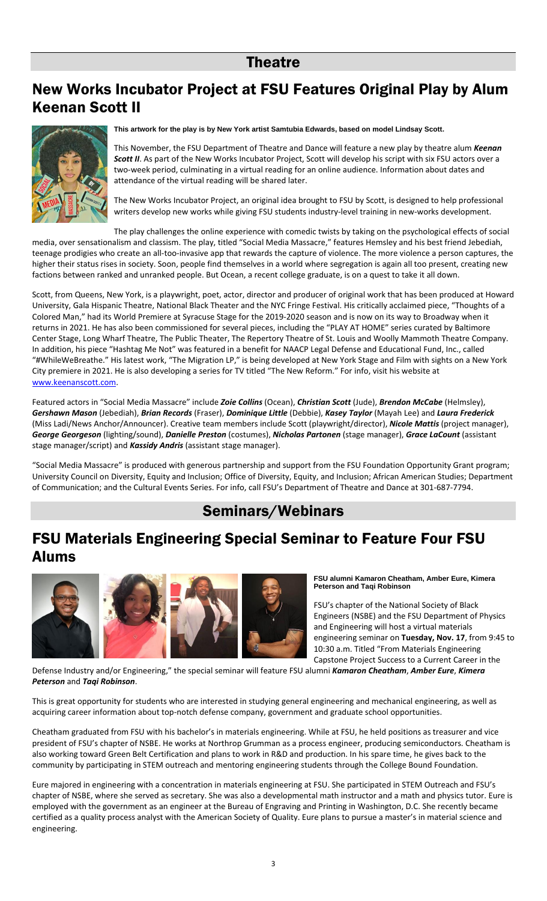# Theatre

## New Works Incubator Project at FSU Features Original Play by Alum Keenan Scott II

**This artwork for the play is by New York artist Samtubia Edwards, based on model Lindsay Scott.**

This November, the FSU Department of Theatre and Dance will feature a new play by theatre alum ***Keenan Scott II***. As part of the New Works Incubator Project, Scott will develop his script with six FSU actors over a two-week period, culminating in a virtual reading for an online audience. Information about dates and attendance of the virtual reading will be shared later.

The New Works Incubator Project, an original idea brought to FSU by Scott, is designed to help professional writers develop new works while giving FSU students industry-level training in new-works development.

The play challenges the online experience with comedic twists by taking on the psychological effects of social media, over sensationalism and classism. The play, titled "Social Media Massacre," features Hemsley and his best friend Jebediah, teenage prodigies who create an all-too-invasive app that rewards the capture of violence. The more violence a person captures, the higher their status rises in society. Soon, people find themselves in a world where segregation is again all too present, creating new factions between ranked and unranked people. But Ocean, a recent college graduate, is on a quest to take it all down.

Scott, from Queens, New York, is a playwright, poet, actor, director and producer of original work that has been produced at Howard University, Gala Hispanic Theatre, National Black Theater and the NYC Fringe Festival. His critically acclaimed piece, "Thoughts of a Colored Man," had its World Premiere at Syracuse Stage for the 2019-2020 season and is now on its way to Broadway when it returns in 2021. He has also been commissioned for several pieces, including the "PLAY AT HOME" series curated by Baltimore Center Stage, Long Wharf Theatre, The Public Theater, The Repertory Theatre of St. Louis and Woolly Mammoth Theatre Company. In addition, his piece "Hashtag Me Not" was featured in a benefit for NAACP Legal Defense and Educational Fund, Inc., called "#WhileWeBreathe." His latest work, "The Migration LP," is being developed at New York Stage and Film with sights on a New York City premiere in 2021. He is also developing a series for TV titled "The New Reform." For info, visit his website at www.keenanscott.com.

Featured actors in "Social Media Massacre" include ***Zoie Collins*** (Ocean), ***Christian Scott*** (Jude), ***Brendon McCabe*** (Helmsley), ***Gershawn Mason*** (Jebediah), ***Brian Records*** (Fraser), ***Dominique Little*** (Debbie), ***Kasey Taylor*** (Mayah Lee) and ***Laura Frederick*** (Miss Ladi/News Anchor/Announcer). Creative team members include Scott (playwright/director), ***Nicole Mattis*** (project manager), ***George Georgeson*** (lighting/sound), ***Danielle Preston*** (costumes), ***Nicholas Partonen*** (stage manager), ***Grace LaCount*** (assistant stage manager/script) and ***Kassidy Andris*** (assistant stage manager).

"Social Media Massacre" is produced with generous partnership and support from the FSU Foundation Opportunity Grant program; University Council on Diversity, Equity and Inclusion; Office of Diversity, Equity, and Inclusion; African American Studies; Department of Communication; and the Cultural Events Series. For info, call FSU's Department of Theatre and Dance at 301-687-7794.

# Seminars/Webinars

## FSU Materials Engineering Special Seminar to Feature Four FSU Alums

**FSU alumni Kamaron Cheatham, Amber Eure, Kimera Peterson and Taqi Robinson**

FSU's chapter of the National Society of Black Engineers (NSBE) and the FSU Department of Physics and Engineering will host a virtual materials engineering seminar on **Tuesday, Nov. 17**, from 9:45 to 10:30 a.m. Titled "From Materials Engineering Capstone Project Success to a Current Career in the Defense Industry and/or Engineering," the special seminar will feature FSU alumni ***Kamaron Cheatham***, ***Amber Eure***, ***Kimera Peterson*** and ***Taqi Robinson***.

This is great opportunity for students who are interested in studying general engineering and mechanical engineering, as well as acquiring career information about top-notch defense company, government and graduate school opportunities.

Cheatham graduated from FSU with his bachelor's in materials engineering. While at FSU, he held positions as treasurer and vice president of FSU's chapter of NSBE. He works at Northrop Grumman as a process engineer, producing semiconductors. Cheatham is also working toward Green Belt Certification and plans to work in R&D and production. In his spare time, he gives back to the community by participating in STEM outreach and mentoring engineering students through the College Bound Foundation.

Eure majored in engineering with a concentration in materials engineering at FSU. She participated in STEM Outreach and FSU's chapter of NSBE, where she served as secretary. She was also a developmental math instructor and a math and physics tutor. Eure is employed with the government as an engineer at the Bureau of Engraving and Printing in Washington, D.C. She recently became certified as a quality process analyst with the American Society of Quality. Eure plans to pursue a master's in material science and engineering.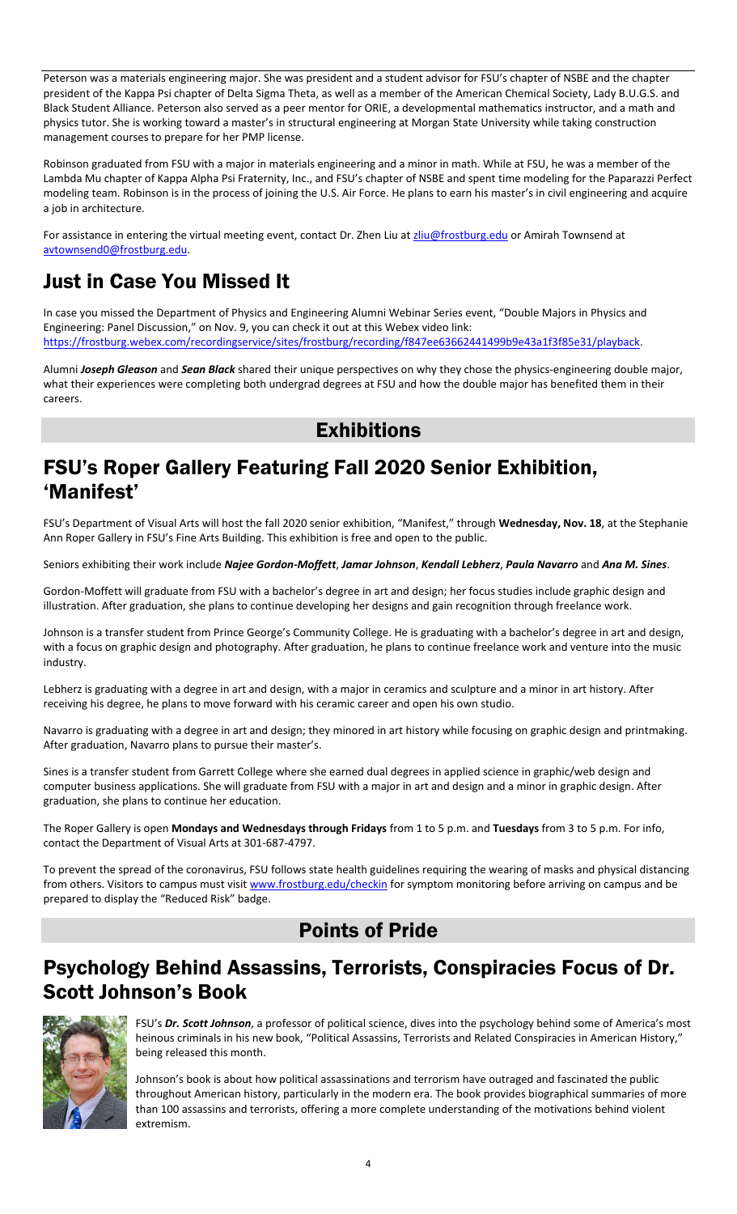Peterson was a materials engineering major. She was president and a student advisor for FSU's chapter of NSBE and the chapter president of the Kappa Psi chapter of Delta Sigma Theta, as well as a member of the American Chemical Society, Lady B.U.G.S. and Black Student Alliance. Peterson also served as a peer mentor for ORIE, a developmental mathematics instructor, and a math and physics tutor. She is working toward a master's in structural engineering at Morgan State University while taking construction management courses to prepare for her PMP license.

Robinson graduated from FSU with a major in materials engineering and a minor in math. While at FSU, he was a member of the Lambda Mu chapter of Kappa Alpha Psi Fraternity, Inc., and FSU's chapter of NSBE and spent time modeling for the Paparazzi Perfect modeling team. Robinson is in the process of joining the U.S. Air Force. He plans to earn his master's in civil engineering and acquire a job in architecture.

For assistance in entering the virtual meeting event, contact Dr. Zhen Liu at zliu@frostburg.edu or Amirah Townsend at avtownsend0@frostburg.edu.

## Just in Case You Missed It

In case you missed the Department of Physics and Engineering Alumni Webinar Series event, "Double Majors in Physics and Engineering: Panel Discussion," on Nov. 9, you can check it out at this Webex video link: https://frostburg.webex.com/recordingservice/sites/frostburg/recording/f847ee63662441499b9e43a1f3f85e31/playback.

Alumni ***Joseph Gleason*** and ***Sean Black*** shared their unique perspectives on why they chose the physics-engineering double major, what their experiences were completing both undergrad degrees at FSU and how the double major has benefited them in their careers.

# Exhibitions

## FSU's Roper Gallery Featuring Fall 2020 Senior Exhibition, 'Manifest'

FSU's Department of Visual Arts will host the fall 2020 senior exhibition, "Manifest," through **Wednesday, Nov. 18**, at the Stephanie Ann Roper Gallery in FSU's Fine Arts Building. This exhibition is free and open to the public.

Seniors exhibiting their work include ***Najee Gordon-Moffett***, ***Jamar Johnson***, ***Kendall Lebherz***, ***Paula Navarro*** and ***Ana M. Sines***.

Gordon-Moffett will graduate from FSU with a bachelor's degree in art and design; her focus studies include graphic design and illustration. After graduation, she plans to continue developing her designs and gain recognition through freelance work.

Johnson is a transfer student from Prince George's Community College. He is graduating with a bachelor's degree in art and design, with a focus on graphic design and photography. After graduation, he plans to continue freelance work and venture into the music industry.

Lebherz is graduating with a degree in art and design, with a major in ceramics and sculpture and a minor in art history. After receiving his degree, he plans to move forward with his ceramic career and open his own studio.

Navarro is graduating with a degree in art and design; they minored in art history while focusing on graphic design and printmaking. After graduation, Navarro plans to pursue their master's.

Sines is a transfer student from Garrett College where she earned dual degrees in applied science in graphic/web design and computer business applications. She will graduate from FSU with a major in art and design and a minor in graphic design. After graduation, she plans to continue her education.

The Roper Gallery is open **Mondays and Wednesdays through Fridays** from 1 to 5 p.m. and **Tuesdays** from 3 to 5 p.m. For info, contact the Department of Visual Arts at 301-687-4797.

To prevent the spread of the coronavirus, FSU follows state health guidelines requiring the wearing of masks and physical distancing from others. Visitors to campus must visit www.frostburg.edu/checkin for symptom monitoring before arriving on campus and be prepared to display the "Reduced Risk" badge.

# Points of Pride

## Psychology Behind Assassins, Terrorists, Conspiracies Focus of Dr. Scott Johnson's Book

FSU's ***Dr. Scott Johnson***, a professor of political science, dives into the psychology behind some of America's most heinous criminals in his new book, "Political Assassins, Terrorists and Related Conspiracies in American History," being released this month.

Johnson's book is about how political assassinations and terrorism have outraged and fascinated the public throughout American history, particularly in the modern era. The book provides biographical summaries of more than 100 assassins and terrorists, offering a more complete understanding of the motivations behind violent extremism.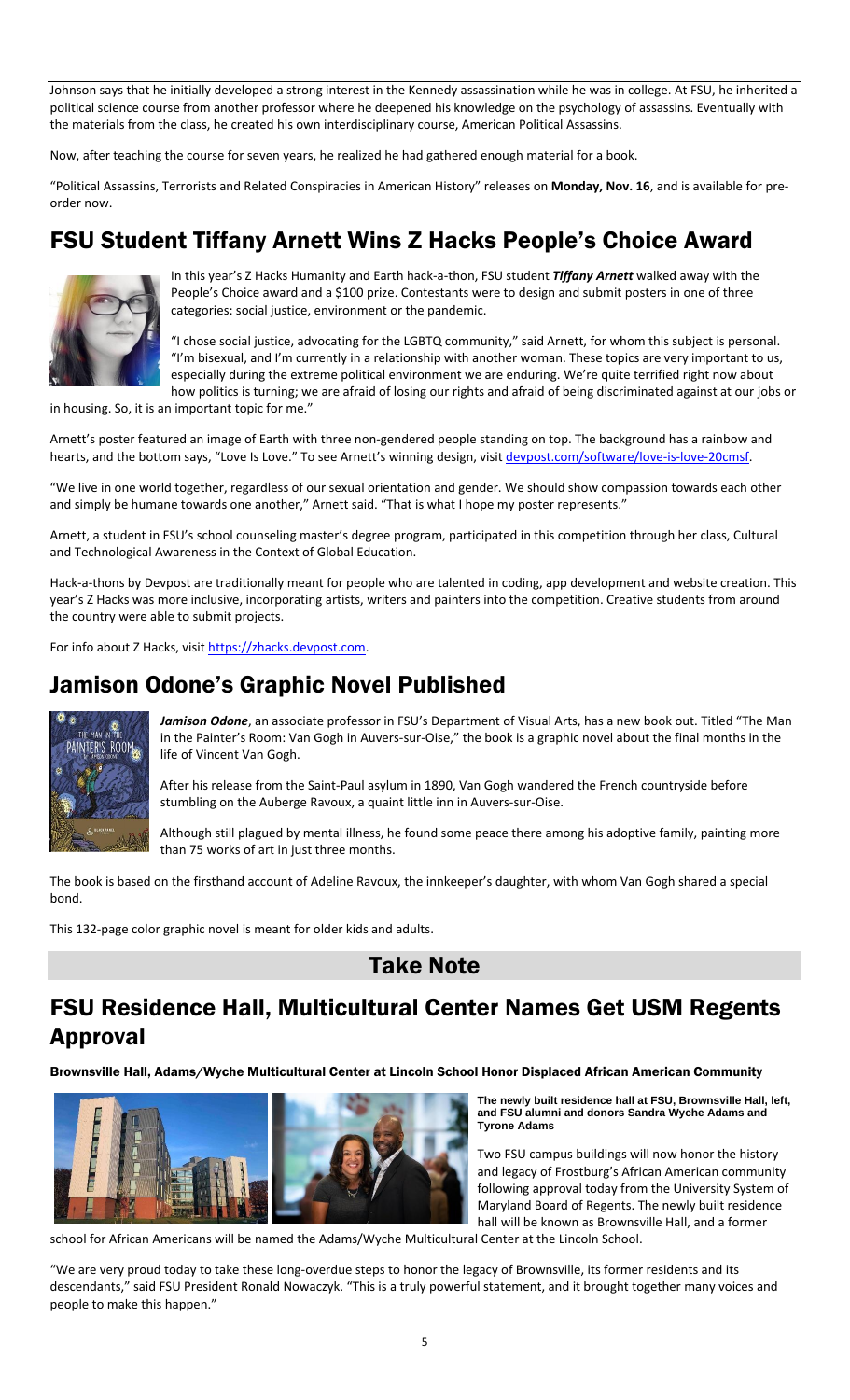Johnson says that he initially developed a strong interest in the Kennedy assassination while he was in college. At FSU, he inherited a political science course from another professor where he deepened his knowledge on the psychology of assassins. Eventually with the materials from the class, he created his own interdisciplinary course, American Political Assassins.

Now, after teaching the course for seven years, he realized he had gathered enough material for a book.

"Political Assassins, Terrorists and Related Conspiracies in American History" releases on **Monday, Nov. 16**, and is available for pre-order now.

## FSU Student Tiffany Arnett Wins Z Hacks People's Choice Award

In this year's Z Hacks Humanity and Earth hack-a-thon, FSU student ***Tiffany Arnett*** walked away with the People's Choice award and a $100 prize. Contestants were to design and submit posters in one of three categories: social justice, environment or the pandemic.

"I chose social justice, advocating for the LGBTQ community," said Arnett, for whom this subject is personal. "I'm bisexual, and I'm currently in a relationship with another woman. These topics are very important to us, especially during the extreme political environment we are enduring. We're quite terrified right now about how politics is turning; we are afraid of losing our rights and afraid of being discriminated against at our jobs or in housing. So, it is an important topic for me."

Arnett's poster featured an image of Earth with three non-gendered people standing on top. The background has a rainbow and hearts, and the bottom says, "Love Is Love." To see Arnett's winning design, visit devpost.com/software/love-is-love-20cmsf.

"We live in one world together, regardless of our sexual orientation and gender. We should show compassion towards each other and simply be humane towards one another," Arnett said. "That is what I hope my poster represents."

Arnett, a student in FSU's school counseling master's degree program, participated in this competition through her class, Cultural and Technological Awareness in the Context of Global Education.

Hack-a-thons by Devpost are traditionally meant for people who are talented in coding, app development and website creation. This year's Z Hacks was more inclusive, incorporating artists, writers and painters into the competition. Creative students from around the country were able to submit projects.

For info about Z Hacks, visit https://zhacks.devpost.com.

## Jamison Odone's Graphic Novel Published

***Jamison Odone***, an associate professor in FSU's Department of Visual Arts, has a new book out. Titled "The Man in the Painter's Room: Van Gogh in Auvers-sur-Oise," the book is a graphic novel about the final months in the life of Vincent Van Gogh.

After his release from the Saint-Paul asylum in 1890, Van Gogh wandered the French countryside before stumbling on the Auberge Ravoux, a quaint little inn in Auvers-sur-Oise.

Although still plagued by mental illness, he found some peace there among his adoptive family, painting more than 75 works of art in just three months.

The book is based on the firsthand account of Adeline Ravoux, the innkeeper's daughter, with whom Van Gogh shared a special bond.

This 132-page color graphic novel is meant for older kids and adults.

# Take Note

## FSU Residence Hall, Multicultural Center Names Get USM Regents Approval

### Brownsville Hall, Adams/Wyche Multicultural Center at Lincoln School Honor Displaced African American Community

**The newly built residence hall at FSU, Brownsville Hall, left, and FSU alumni and donors Sandra Wyche Adams and Tyrone Adams**

Two FSU campus buildings will now honor the history and legacy of Frostburg's African American community following approval today from the University System of Maryland Board of Regents. The newly built residence hall will be known as Brownsville Hall, and a former school for African Americans will be named the Adams/Wyche Multicultural Center at the Lincoln School.

"We are very proud today to take these long-overdue steps to honor the legacy of Brownsville, its former residents and its descendants," said FSU President Ronald Nowaczyk. "This is a truly powerful statement, and it brought together many voices and people to make this happen."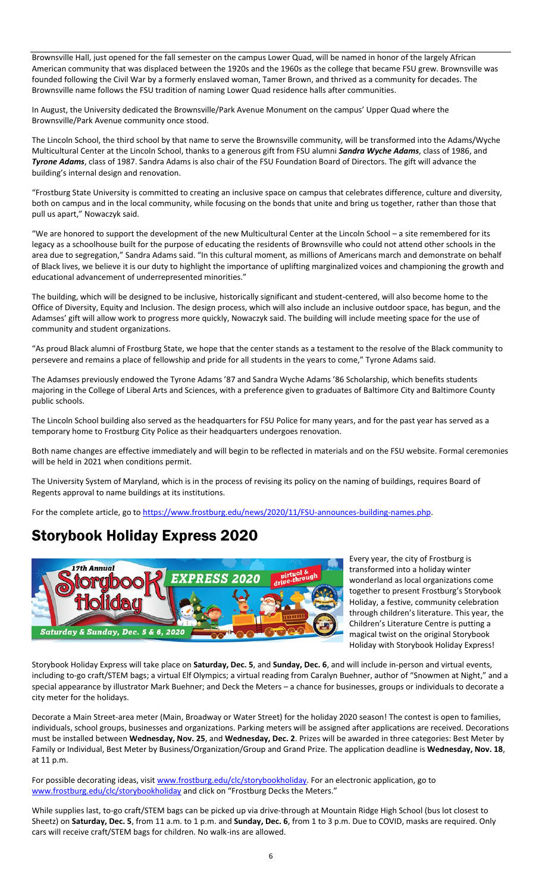Brownsville Hall, just opened for the fall semester on the campus Lower Quad, will be named in honor of the largely African American community that was displaced between the 1920s and the 1960s as the college that became FSU grew. Brownsville was founded following the Civil War by a formerly enslaved woman, Tamer Brown, and thrived as a community for decades. The Brownsville name follows the FSU tradition of naming Lower Quad residence halls after communities.

In August, the University dedicated the Brownsville/Park Avenue Monument on the campus' Upper Quad where the Brownsville/Park Avenue community once stood.

The Lincoln School, the third school by that name to serve the Brownsville community, will be transformed into the Adams/Wyche Multicultural Center at the Lincoln School, thanks to a generous gift from FSU alumni ***Sandra Wyche Adams***, class of 1986, and ***Tyrone Adams***, class of 1987. Sandra Adams is also chair of the FSU Foundation Board of Directors. The gift will advance the building's internal design and renovation.

"Frostburg State University is committed to creating an inclusive space on campus that celebrates difference, culture and diversity, both on campus and in the local community, while focusing on the bonds that unite and bring us together, rather than those that pull us apart," Nowaczyk said.

"We are honored to support the development of the new Multicultural Center at the Lincoln School – a site remembered for its legacy as a schoolhouse built for the purpose of educating the residents of Brownsville who could not attend other schools in the area due to segregation," Sandra Adams said. "In this cultural moment, as millions of Americans march and demonstrate on behalf of Black lives, we believe it is our duty to highlight the importance of uplifting marginalized voices and championing the growth and educational advancement of underrepresented minorities."

The building, which will be designed to be inclusive, historically significant and student-centered, will also become home to the Office of Diversity, Equity and Inclusion. The design process, which will also include an inclusive outdoor space, has begun, and the Adamses' gift will allow work to progress more quickly, Nowaczyk said. The building will include meeting space for the use of community and student organizations.

"As proud Black alumni of Frostburg State, we hope that the center stands as a testament to the resolve of the Black community to persevere and remains a place of fellowship and pride for all students in the years to come," Tyrone Adams said.

The Adamses previously endowed the Tyrone Adams '87 and Sandra Wyche Adams '86 Scholarship, which benefits students majoring in the College of Liberal Arts and Sciences, with a preference given to graduates of Baltimore City and Baltimore County public schools.

The Lincoln School building also served as the headquarters for FSU Police for many years, and for the past year has served as a temporary home to Frostburg City Police as their headquarters undergoes renovation.

Both name changes are effective immediately and will begin to be reflected in materials and on the FSU website. Formal ceremonies will be held in 2021 when conditions permit.

The University System of Maryland, which is in the process of revising its policy on the naming of buildings, requires Board of Regents approval to name buildings at its institutions.

For the complete article, go to https://www.frostburg.edu/news/2020/11/FSU-announces-building-names.php.

# Storybook Holiday Express 2020

17th Annual Storybook Holiday EXPRESS 2020 virtual & drive-through

Saturday & Sunday, Dec. 5 & 6, 2020

Every year, the city of Frostburg is transformed into a holiday winter wonderland as local organizations come together to present Frostburg's Storybook Holiday, a festive, community celebration through children's literature. This year, the Children's Literature Centre is putting a magical twist on the original Storybook Holiday with Storybook Holiday Express!

Storybook Holiday Express will take place on **Saturday, Dec. 5**, and **Sunday, Dec. 6**, and will include in-person and virtual events, including to-go craft/STEM bags; a virtual Elf Olympics; a virtual reading from Caralyn Buehner, author of "Snowmen at Night," and a special appearance by illustrator Mark Buehner; and Deck the Meters – a chance for businesses, groups or individuals to decorate a city meter for the holidays.

Decorate a Main Street-area meter (Main, Broadway or Water Street) for the holiday 2020 season! The contest is open to families, individuals, school groups, businesses and organizations. Parking meters will be assigned after applications are received. Decorations must be installed between **Wednesday, Nov. 25**, and **Wednesday, Dec. 2**. Prizes will be awarded in three categories: Best Meter by Family or Individual, Best Meter by Business/Organization/Group and Grand Prize. The application deadline is **Wednesday, Nov. 18**, at 11 p.m.

For possible decorating ideas, visit www.frostburg.edu/clc/storybookholiday. For an electronic application, go to www.frostburg.edu/clc/storybookholiday and click on "Frostburg Decks the Meters."

While supplies last, to-go craft/STEM bags can be picked up via drive-through at Mountain Ridge High School (bus lot closest to Sheetz) on **Saturday, Dec. 5**, from 11 a.m. to 1 p.m. and **Sunday, Dec. 6**, from 1 to 3 p.m. Due to COVID, masks are required. Only cars will receive craft/STEM bags for children. No walk-ins are allowed.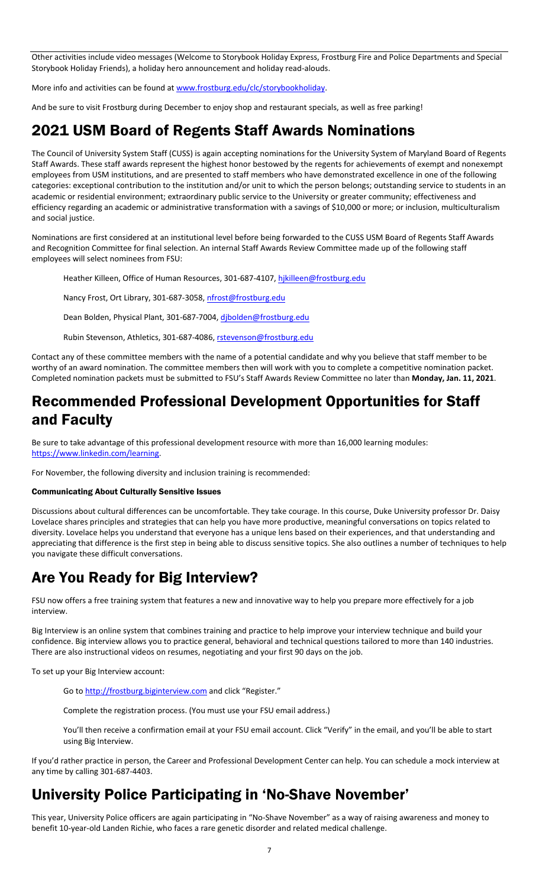Other activities include video messages (Welcome to Storybook Holiday Express, Frostburg Fire and Police Departments and Special Storybook Holiday Friends), a holiday hero announcement and holiday read-alouds.

More info and activities can be found at [www.frostburg.edu/clc/storybookholiday](www.frostburg.edu/clc/storybookholiday).

And be sure to visit Frostburg during December to enjoy shop and restaurant specials, as well as free parking!

## 2021 USM Board of Regents Staff Awards Nominations

The Council of University System Staff (CUSS) is again accepting nominations for the University System of Maryland Board of Regents Staff Awards. These staff awards represent the highest honor bestowed by the regents for achievements of exempt and nonexempt employees from USM institutions, and are presented to staff members who have demonstrated excellence in one of the following categories: exceptional contribution to the institution and/or unit to which the person belongs; outstanding service to students in an academic or residential environment; extraordinary public service to the University or greater community; effectiveness and efficiency regarding an academic or administrative transformation with a savings of $10,000 or more; or inclusion, multiculturalism and social justice.

Nominations are first considered at an institutional level before being forwarded to the CUSS USM Board of Regents Staff Awards and Recognition Committee for final selection. An internal Staff Awards Review Committee made up of the following staff employees will select nominees from FSU:

Heather Killeen, Office of Human Resources, 301-687-4107, [hjkilleen@frostburg.edu](mailto:hjkilleen@frostburg.edu)

Nancy Frost, Ort Library, 301-687-3058, [nfrost@frostburg.edu](mailto:nfrost@frostburg.edu)

Dean Bolden, Physical Plant, 301-687-7004, [djbolden@frostburg.edu](mailto:djbolden@frostburg.edu)

Rubin Stevenson, Athletics, 301-687-4086, [rstevenson@frostburg.edu](mailto:rstevenson@frostburg.edu)

Contact any of these committee members with the name of a potential candidate and why you believe that staff member to be worthy of an award nomination. The committee members then will work with you to complete a competitive nomination packet. Completed nomination packets must be submitted to FSU's Staff Awards Review Committee no later than **Monday, Jan. 11, 2021**.

## Recommended Professional Development Opportunities for Staff and Faculty

Be sure to take advantage of this professional development resource with more than 16,000 learning modules: [https://www.linkedin.com/learning](https://www.linkedin.com/learning).

For November, the following diversity and inclusion training is recommended:

#### Communicating About Culturally Sensitive Issues

Discussions about cultural differences can be uncomfortable. They take courage. In this course, Duke University professor Dr. Daisy Lovelace shares principles and strategies that can help you have more productive, meaningful conversations on topics related to diversity. Lovelace helps you understand that everyone has a unique lens based on their experiences, and that understanding and appreciating that difference is the first step in being able to discuss sensitive topics. She also outlines a number of techniques to help you navigate these difficult conversations.

## Are You Ready for Big Interview?

FSU now offers a free training system that features a new and innovative way to help you prepare more effectively for a job interview.

Big Interview is an online system that combines training and practice to help improve your interview technique and build your confidence. Big interview allows you to practice general, behavioral and technical questions tailored to more than 140 industries. There are also instructional videos on resumes, negotiating and your first 90 days on the job.

To set up your Big Interview account:

Go to [http://frostburg.biginterview.com](http://frostburg.biginterview.com) and click "Register."

Complete the registration process. (You must use your FSU email address.)

You'll then receive a confirmation email at your FSU email account. Click "Verify" in the email, and you'll be able to start using Big Interview.

If you'd rather practice in person, the Career and Professional Development Center can help. You can schedule a mock interview at any time by calling 301-687-4403.

## University Police Participating in 'No-Shave November'

This year, University Police officers are again participating in "No-Shave November" as a way of raising awareness and money to benefit 10-year-old Landen Richie, who faces a rare genetic disorder and related medical challenge.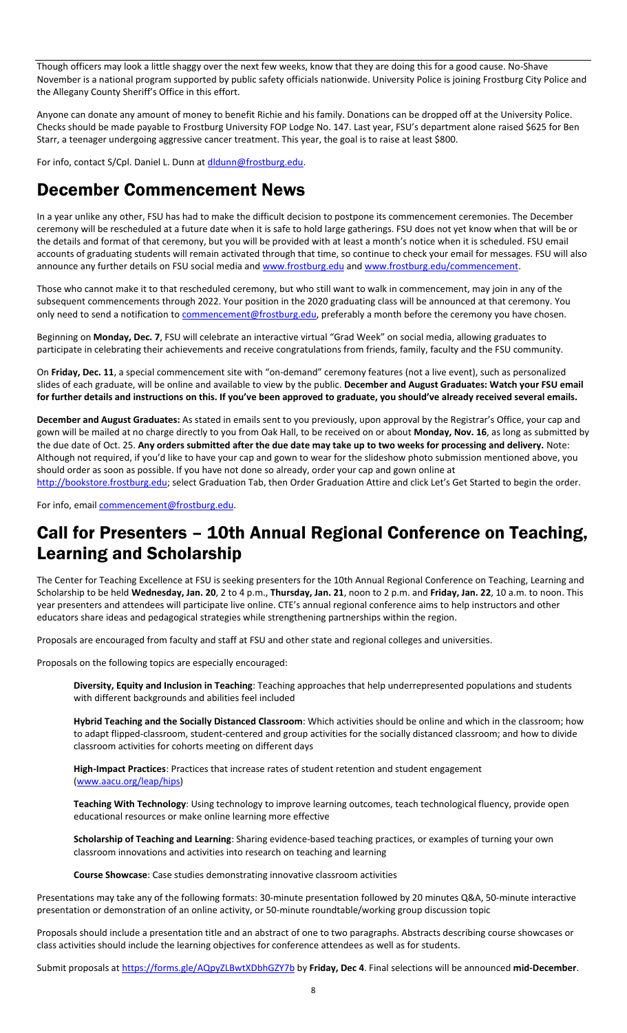Though officers may look a little shaggy over the next few weeks, know that they are doing this for a good cause. No-Shave November is a national program supported by public safety officials nationwide. University Police is joining Frostburg City Police and the Allegany County Sheriff's Office in this effort.

Anyone can donate any amount of money to benefit Richie and his family. Donations can be dropped off at the University Police. Checks should be made payable to Frostburg University FOP Lodge No. 147. Last year, FSU's department alone raised $625 for Ben Starr, a teenager undergoing aggressive cancer treatment. This year, the goal is to raise at least $800.

For info, contact S/Cpl. Daniel L. Dunn at dldunn@frostburg.edu.

## December Commencement News

In a year unlike any other, FSU has had to make the difficult decision to postpone its commencement ceremonies. The December ceremony will be rescheduled at a future date when it is safe to hold large gatherings. FSU does not yet know when that will be or the details and format of that ceremony, but you will be provided with at least a month's notice when it is scheduled. FSU email accounts of graduating students will remain activated through that time, so continue to check your email for messages. FSU will also announce any further details on FSU social media and www.frostburg.edu and www.frostburg.edu/commencement.

Those who cannot make it to that rescheduled ceremony, but who still want to walk in commencement, may join in any of the subsequent commencements through 2022. Your position in the 2020 graduating class will be announced at that ceremony. You only need to send a notification to commencement@frostburg.edu, preferably a month before the ceremony you have chosen.

Beginning on **Monday, Dec. 7**, FSU will celebrate an interactive virtual "Grad Week" on social media, allowing graduates to participate in celebrating their achievements and receive congratulations from friends, family, faculty and the FSU community.

On **Friday, Dec. 11**, a special commencement site with "on-demand" ceremony features (not a live event), such as personalized slides of each graduate, will be online and available to view by the public. **December and August Graduates: Watch your FSU email for further details and instructions on this. If you've been approved to graduate, you should've already received several emails.**

**December and August Graduates:** As stated in emails sent to you previously, upon approval by the Registrar's Office, your cap and gown will be mailed at no charge directly to you from Oak Hall, to be received on or about **Monday, Nov. 16**, as long as submitted by the due date of Oct. 25. **Any orders submitted after the due date may take up to two weeks for processing and delivery.** Note: Although not required, if you'd like to have your cap and gown to wear for the slideshow photo submission mentioned above, you should order as soon as possible. If you have not done so already, order your cap and gown online at http://bookstore.frostburg.edu; select Graduation Tab, then Order Graduation Attire and click Let's Get Started to begin the order.

For info, email commencement@frostburg.edu.

## Call for Presenters – 10th Annual Regional Conference on Teaching, Learning and Scholarship

The Center for Teaching Excellence at FSU is seeking presenters for the 10th Annual Regional Conference on Teaching, Learning and Scholarship to be held **Wednesday, Jan. 20**, 2 to 4 p.m., **Thursday, Jan. 21**, noon to 2 p.m. and **Friday, Jan. 22**, 10 a.m. to noon. This year presenters and attendees will participate live online. CTE's annual regional conference aims to help instructors and other educators share ideas and pedagogical strategies while strengthening partnerships within the region.

Proposals are encouraged from faculty and staff at FSU and other state and regional colleges and universities.

Proposals on the following topics are especially encouraged:

**Diversity, Equity and Inclusion in Teaching**: Teaching approaches that help underrepresented populations and students with different backgrounds and abilities feel included

**Hybrid Teaching and the Socially Distanced Classroom**: Which activities should be online and which in the classroom; how to adapt flipped-classroom, student-centered and group activities for the socially distanced classroom; and how to divide classroom activities for cohorts meeting on different days

**High-Impact Practices**: Practices that increase rates of student retention and student engagement (www.aacu.org/leap/hips)

**Teaching With Technology**: Using technology to improve learning outcomes, teach technological fluency, provide open educational resources or make online learning more effective

**Scholarship of Teaching and Learning**: Sharing evidence-based teaching practices, or examples of turning your own classroom innovations and activities into research on teaching and learning

**Course Showcase**: Case studies demonstrating innovative classroom activities

Presentations may take any of the following formats: 30-minute presentation followed by 20 minutes Q&A, 50-minute interactive presentation or demonstration of an online activity, or 50-minute roundtable/working group discussion topic

Proposals should include a presentation title and an abstract of one to two paragraphs. Abstracts describing course showcases or class activities should include the learning objectives for conference attendees as well as for students.

Submit proposals at https://forms.gle/AQpyZLBwtXDbhGZY7b by **Friday, Dec 4**. Final selections will be announced **mid-December**.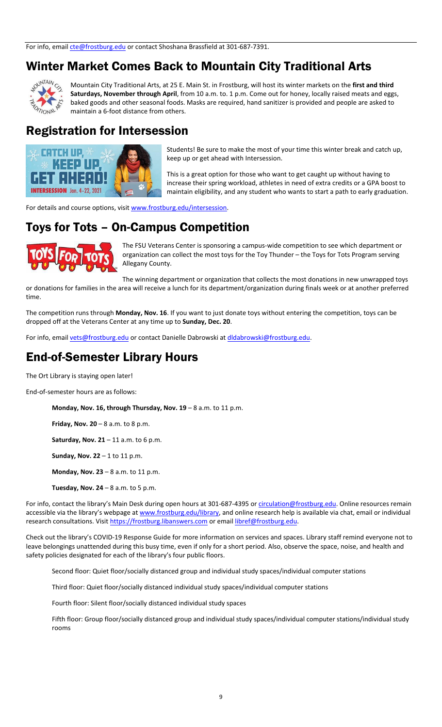For info, email cte@frostburg.edu or contact Shoshana Brassfield at 301-687-7391.

## Winter Market Comes Back to Mountain City Traditional Arts

Mountain City Traditional Arts, at 25 E. Main St. in Frostburg, will host its winter markets on the **first and third Saturdays, November through April**, from 10 a.m. to. 1 p.m. Come out for honey, locally raised meats and eggs, baked goods and other seasonal foods. Masks are required, hand sanitizer is provided and people are asked to maintain a 6-foot distance from others.

## Registration for Intersession

Students! Be sure to make the most of your time this winter break and catch up, keep up or get ahead with Intersession.

This is a great option for those who want to get caught up without having to increase their spring workload, athletes in need of extra credits or a GPA boost to maintain eligibility, and any student who wants to start a path to early graduation.

For details and course options, visit www.frostburg.edu/intersession.

## Toys for Tots – On-Campus Competition

The FSU Veterans Center is sponsoring a campus-wide competition to see which department or organization can collect the most toys for the Toy Thunder – the Toys for Tots Program serving Allegany County.

The winning department or organization that collects the most donations in new unwrapped toys or donations for families in the area will receive a lunch for its department/organization during finals week or at another preferred time.

The competition runs through **Monday, Nov. 16**. If you want to just donate toys without entering the competition, toys can be dropped off at the Veterans Center at any time up to **Sunday, Dec. 20**.

For info, email vets@frostburg.edu or contact Danielle Dabrowski at dldabrowski@frostburg.edu.

## End-of-Semester Library Hours

The Ort Library is staying open later!

End-of-semester hours are as follows:

**Monday, Nov. 16, through Thursday, Nov. 19** – 8 a.m. to 11 p.m.

**Friday, Nov. 20** – 8 a.m. to 8 p.m.

**Saturday, Nov. 21** – 11 a.m. to 6 p.m.

**Sunday, Nov. 22** – 1 to 11 p.m.

**Monday, Nov. 23** – 8 a.m. to 11 p.m.

**Tuesday, Nov. 24** – 8 a.m. to 5 p.m.

For info, contact the library's Main Desk during open hours at 301-687-4395 or circulation@frostburg.edu. Online resources remain accessible via the library's webpage at www.frostburg.edu/library, and online research help is available via chat, email or individual research consultations. Visit https://frostburg.libanswers.com or email libref@frostburg.edu.

Check out the library's COVID-19 Response Guide for more information on services and spaces. Library staff remind everyone not to leave belongings unattended during this busy time, even if only for a short period. Also, observe the space, noise, and health and safety policies designated for each of the library's four public floors.

Second floor: Quiet floor/socially distanced group and individual study spaces/individual computer stations

Third floor: Quiet floor/socially distanced individual study spaces/individual computer stations

Fourth floor: Silent floor/socially distanced individual study spaces

Fifth floor: Group floor/socially distanced group and individual study spaces/individual computer stations/individual study rooms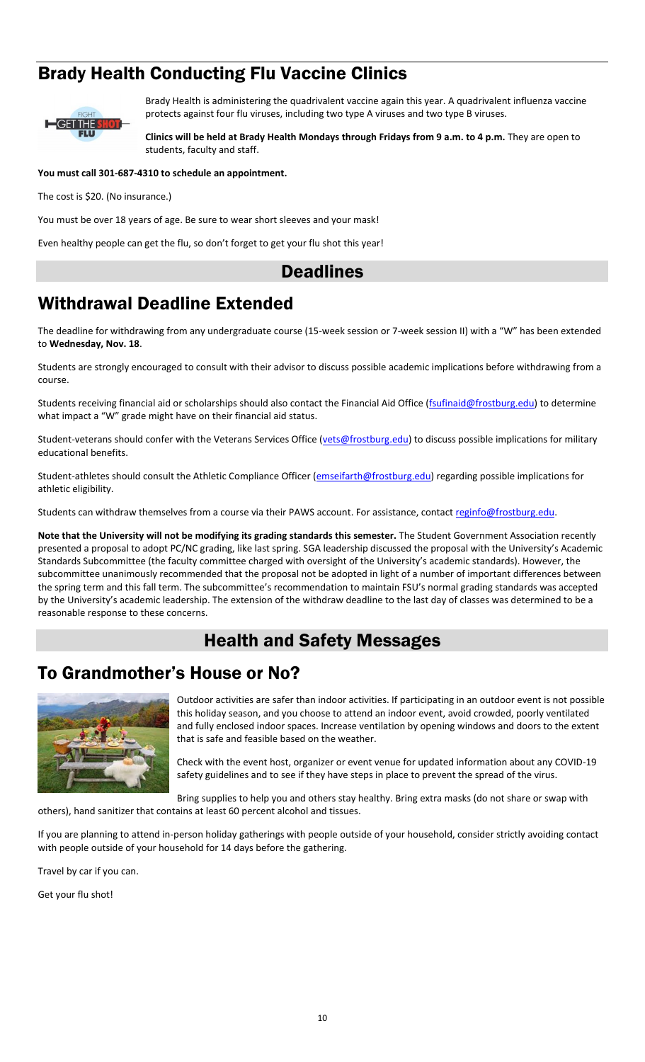## Brady Health Conducting Flu Vaccine Clinics

Brady Health is administering the quadrivalent vaccine again this year. A quadrivalent influenza vaccine protects against four flu viruses, including two type A viruses and two type B viruses.

**Clinics will be held at Brady Health Mondays through Fridays from 9 a.m. to 4 p.m.** They are open to students, faculty and staff.

**You must call 301-687-4310 to schedule an appointment.**

The cost is $20. (No insurance.)

You must be over 18 years of age. Be sure to wear short sleeves and your mask!

Even healthy people can get the flu, so don't forget to get your flu shot this year!

# Deadlines

## Withdrawal Deadline Extended

The deadline for withdrawing from any undergraduate course (15-week session or 7-week session II) with a "W" has been extended to **Wednesday, Nov. 18**.

Students are strongly encouraged to consult with their advisor to discuss possible academic implications before withdrawing from a course.

Students receiving financial aid or scholarships should also contact the Financial Aid Office (fsufinaid@frostburg.edu) to determine what impact a "W" grade might have on their financial aid status.

Student-veterans should confer with the Veterans Services Office (vets@frostburg.edu) to discuss possible implications for military educational benefits.

Student-athletes should consult the Athletic Compliance Officer (emseifarth@frostburg.edu) regarding possible implications for athletic eligibility.

Students can withdraw themselves from a course via their PAWS account. For assistance, contact reginfo@frostburg.edu.

**Note that the University will not be modifying its grading standards this semester.** The Student Government Association recently presented a proposal to adopt PC/NC grading, like last spring. SGA leadership discussed the proposal with the University's Academic Standards Subcommittee (the faculty committee charged with oversight of the University's academic standards). However, the subcommittee unanimously recommended that the proposal not be adopted in light of a number of important differences between the spring term and this fall term. The subcommittee's recommendation to maintain FSU's normal grading standards was accepted by the University's academic leadership. The extension of the withdraw deadline to the last day of classes was determined to be a reasonable response to these concerns.

# Health and Safety Messages

## To Grandmother's House or No?

Outdoor activities are safer than indoor activities. If participating in an outdoor event is not possible this holiday season, and you choose to attend an indoor event, avoid crowded, poorly ventilated and fully enclosed indoor spaces. Increase ventilation by opening windows and doors to the extent that is safe and feasible based on the weather.

Check with the event host, organizer or event venue for updated information about any COVID-19 safety guidelines and to see if they have steps in place to prevent the spread of the virus.

Bring supplies to help you and others stay healthy. Bring extra masks (do not share or swap with others), hand sanitizer that contains at least 60 percent alcohol and tissues.

If you are planning to attend in-person holiday gatherings with people outside of your household, consider strictly avoiding contact with people outside of your household for 14 days before the gathering.

Travel by car if you can.

Get your flu shot!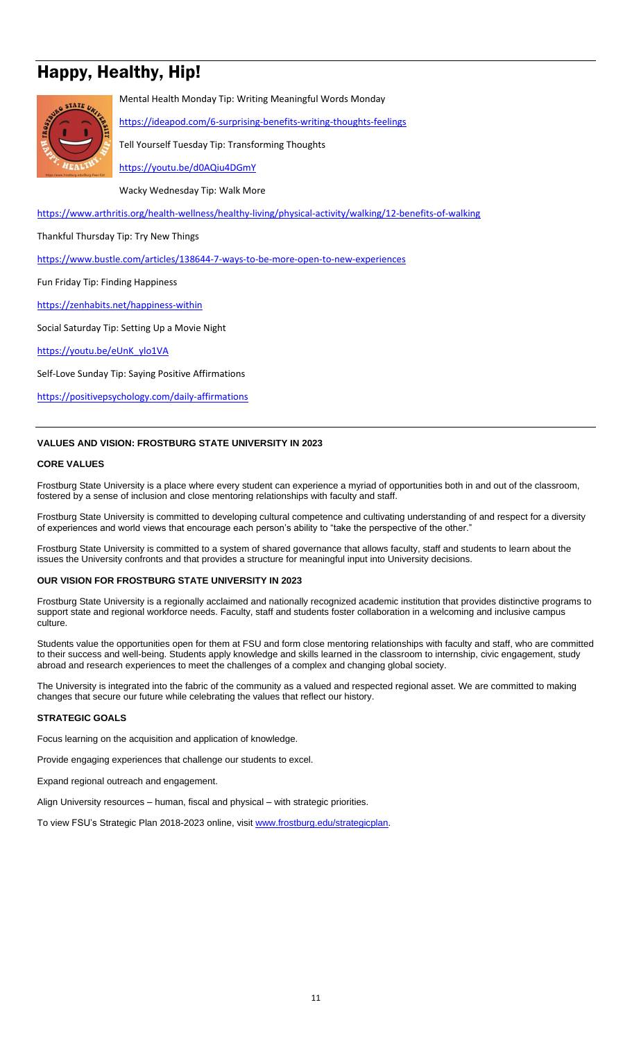# Happy, Healthy, Hip!

Mental Health Monday Tip: Writing Meaningful Words Monday

https://ideapod.com/6-surprising-benefits-writing-thoughts-feelings

Tell Yourself Tuesday Tip: Transforming Thoughts

https://youtu.be/d0AQiu4DGmY

Wacky Wednesday Tip: Walk More

https://www.arthritis.org/health-wellness/healthy-living/physical-activity/walking/12-benefits-of-walking

Thankful Thursday Tip: Try New Things

https://www.bustle.com/articles/138644-7-ways-to-be-more-open-to-new-experiences

Fun Friday Tip: Finding Happiness

https://zenhabits.net/happiness-within

Social Saturday Tip: Setting Up a Movie Night

https://youtu.be/eUnK_ylo1VA

Self-Love Sunday Tip: Saying Positive Affirmations

https://positivepsychology.com/daily-affirmations

---

## VALUES AND VISION: FROSTBURG STATE UNIVERSITY IN 2023

### CORE VALUES

Frostburg State University is a place where every student can experience a myriad of opportunities both in and out of the classroom, fostered by a sense of inclusion and close mentoring relationships with faculty and staff.

Frostburg State University is committed to developing cultural competence and cultivating understanding of and respect for a diversity of experiences and world views that encourage each person's ability to "take the perspective of the other."

Frostburg State University is committed to a system of shared governance that allows faculty, staff and students to learn about the issues the University confronts and that provides a structure for meaningful input into University decisions.

### OUR VISION FOR FROSTBURG STATE UNIVERSITY IN 2023

Frostburg State University is a regionally acclaimed and nationally recognized academic institution that provides distinctive programs to support state and regional workforce needs. Faculty, staff and students foster collaboration in a welcoming and inclusive campus culture.

Students value the opportunities open for them at FSU and form close mentoring relationships with faculty and staff, who are committed to their success and well-being. Students apply knowledge and skills learned in the classroom to internship, civic engagement, study abroad and research experiences to meet the challenges of a complex and changing global society.

The University is integrated into the fabric of the community as a valued and respected regional asset. We are committed to making changes that secure our future while celebrating the values that reflect our history.

### STRATEGIC GOALS

Focus learning on the acquisition and application of knowledge.

Provide engaging experiences that challenge our students to excel.

Expand regional outreach and engagement.

Align University resources – human, fiscal and physical – with strategic priorities.

To view FSU's Strategic Plan 2018-2023 online, visit www.frostburg.edu/strategicplan.